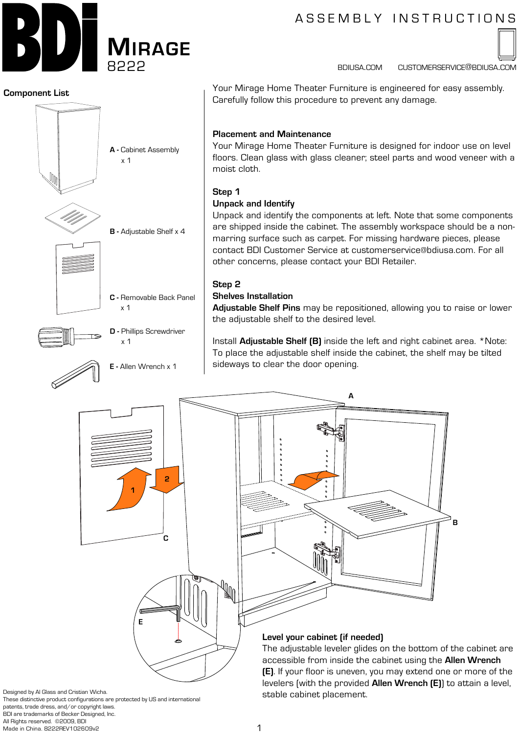# BDi MIRAGE 8222

ASSEMBLY INSTRUCTIONS

BDIUSA.COM CUSTOMERSERVICE@BDIUSA.COM

## Component List

**A** - Cabinet Assembly x 1

**B** - Adjustable Shelf x 4

**C** - Removable Back Panel x 1

**D** - Phillips Screwdriver x 1

**E** - Allen Wrench x 1

Your Mirage Home Theater Furniture is engineered for easy assembly. Carefully follow this procedure to prevent any damage.

### Placement and Maintenance

Your Mirage Home Theater Furniture is designed for indoor use on level floors. Clean glass with glass cleaner; steel parts and wood veneer with a moist cloth.

### Step 1
### Unpack and Identify

Unpack and identify the components at left. Note that some components are shipped inside the cabinet. The assembly workspace should be a non-marring surface such as carpet. For missing hardware pieces, please contact BDI Customer Service at customerservice@bdiusa.com. For all other concerns, please contact your BDI Retailer.

### Step 2
### Shelves Installation

**Adjustable Shelf Pins** may be repositioned, allowing you to raise or lower the adjustable shelf to the desired level.

Install **Adjustable Shelf (B)** inside the left and right cabinet area. *Note: To place the adjustable shelf inside the cabinet, the shelf may be tilted sideways to clear the door opening.

A

1

2

C

B

E

### Level your cabinet (if needed)

The adjustable leveler glides on the bottom of the cabinet are accessible from inside the cabinet using the **Allen Wrench (E)**. If your floor is uneven, you may extend one or more of the levelers (with the provided **Allen Wrench (E)**) to attain a level, stable cabinet placement.

Designed by Al Glass and Cristian Wicha.
These distinctive product configurations are protected by US and international patents, trade dress, and/or copyright laws.
BDI are trademarks of Becker Designed, Inc.
All Rights reserved. ©2009, BDI
Made in China. 8222REV102609v2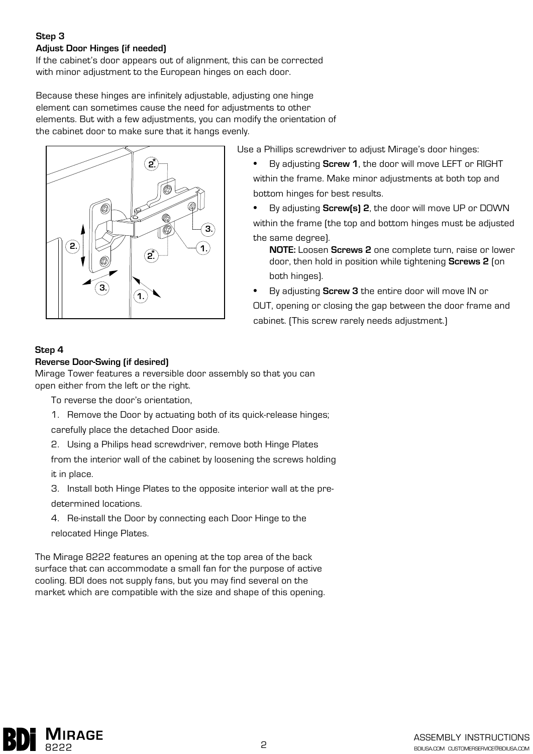**Step 3**
**Adjust Door Hinges (if needed)**
If the cabinet's door appears out of alignment, this can be corrected with minor adjustment to the European hinges on each door.

Because these hinges are infinitely adjustable, adjusting one hinge element can sometimes cause the need for adjustments to other elements. But with a few adjustments, you can modify the orientation of the cabinet door to make sure that it hangs evenly.

Use a Phillips screwdriver to adjust Mirage's door hinges:

- By adjusting **Screw 1**, the door will move LEFT or RIGHT within the frame. Make minor adjustments at both top and bottom hinges for best results.
- By adjusting **Screw(s) 2**, the door will move UP or DOWN within the frame (the top and bottom hinges must be adjusted the same degree).
  **NOTE:** Loosen **Screws 2** one complete turn, raise or lower door, then hold in position while tightening **Screws 2** (on both hinges).
- By adjusting **Screw 3** the entire door will move IN or OUT, opening or closing the gap between the door frame and cabinet. (This screw rarely needs adjustment.)

**Step 4**
**Reverse Door-Swing (if desired)**
Mirage Tower features a reversible door assembly so that you can open either from the left or the right.

To reverse the door's orientation,

1. Remove the Door by actuating both of its quick-release hinges; carefully place the detached Door aside.
2. Using a Philips head screwdriver, remove both Hinge Plates from the interior wall of the cabinet by loosening the screws holding it in place.
3. Install both Hinge Plates to the opposite interior wall at the pre-determined locations.
4. Re-install the Door by connecting each Door Hinge to the relocated Hinge Plates.

The Mirage 8222 features an opening at the top area of the back surface that can accommodate a small fan for the purpose of active cooling. BDI does not supply fans, but you may find several on the market which are compatible with the size and shape of this opening.